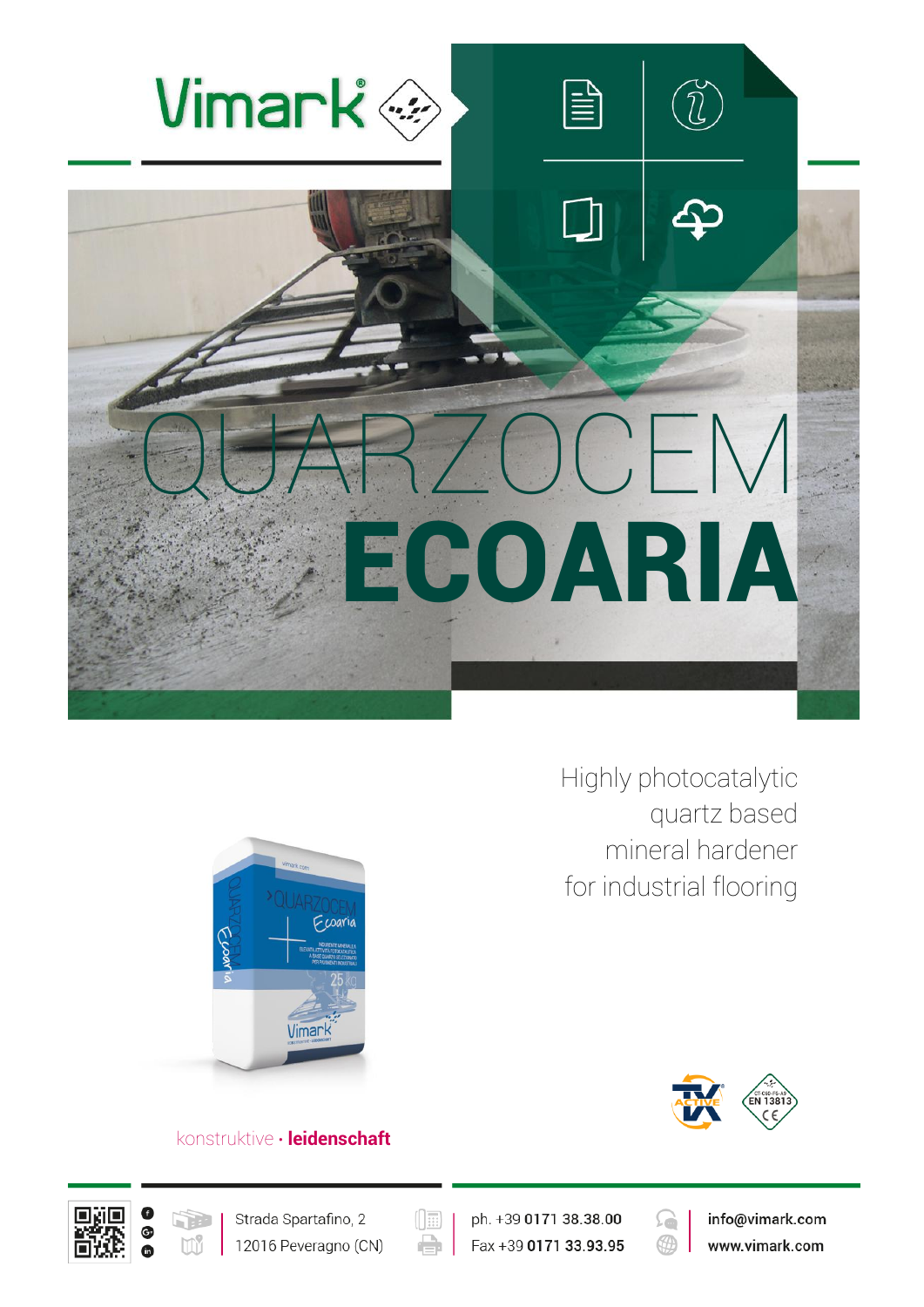# Vimark

# QUARZOCEM ECOARIA

Highly photocatalytic
quartz based
mineral hardener
for industrial flooring

konstruktive · **leidenschaft**

Strada Spartafino, 2
12016 Peveragno (CN)

ph. +39 **0171 38.38.00**
Fax +39 **0171 33.93.95**

**info@vimark.com**
**www.vimark.com**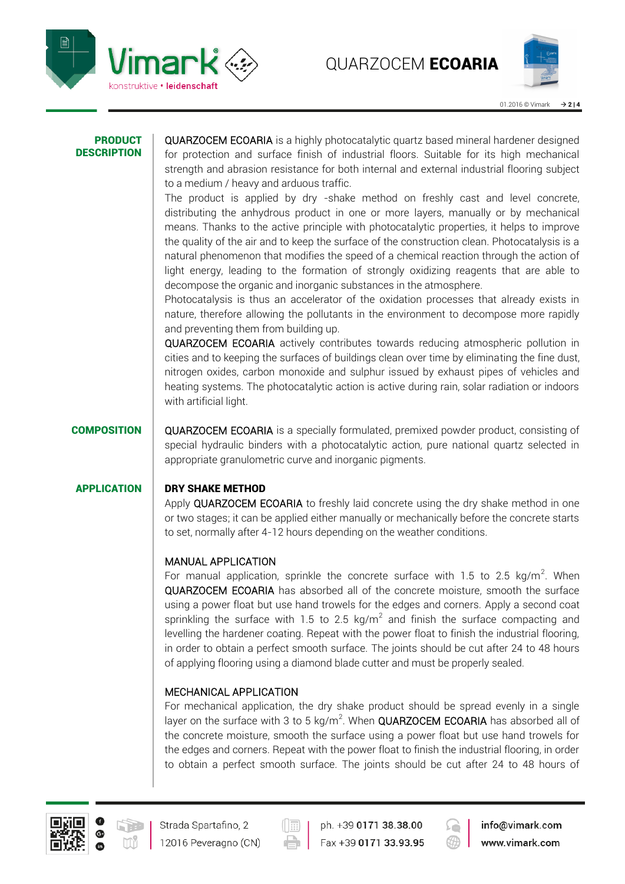## PRODUCT DESCRIPTION

QUARZOCEM ECOARIA is a highly photocatalytic quartz based mineral hardener designed for protection and surface finish of industrial floors. Suitable for its high mechanical strength and abrasion resistance for both internal and external industrial flooring subject to a medium / heavy and arduous traffic.
The product is applied by dry -shake method on freshly cast and level concrete, distributing the anhydrous product in one or more layers, manually or by mechanical means. Thanks to the active principle with photocatalytic properties, it helps to improve the quality of the air and to keep the surface of the construction clean. Photocatalysis is a natural phenomenon that modifies the speed of a chemical reaction through the action of light energy, leading to the formation of strongly oxidizing reagents that are able to decompose the organic and inorganic substances in the atmosphere.
Photocatalysis is thus an accelerator of the oxidation processes that already exists in nature, therefore allowing the pollutants in the environment to decompose more rapidly and preventing them from building up.
QUARZOCEM ECOARIA actively contributes towards reducing atmospheric pollution in cities and to keeping the surfaces of buildings clean over time by eliminating the fine dust, nitrogen oxides, carbon monoxide and sulphur issued by exhaust pipes of vehicles and heating systems. The photocatalytic action is active during rain, solar radiation or indoors with artificial light.

## COMPOSITION

QUARZOCEM ECOARIA is a specially formulated, premixed powder product, consisting of special hydraulic binders with a photocatalytic action, pure national quartz selected in appropriate granulometric curve and inorganic pigments.

## APPLICATION

**DRY SHAKE METHOD**

Apply QUARZOCEM ECOARIA to freshly laid concrete using the dry shake method in one or two stages; it can be applied either manually or mechanically before the concrete starts to set, normally after 4-12 hours depending on the weather conditions.

MANUAL APPLICATION

For manual application, sprinkle the concrete surface with 1.5 to 2.5 kg/m$^2$. When QUARZOCEM ECOARIA has absorbed all of the concrete moisture, smooth the surface using a power float but use hand trowels for the edges and corners. Apply a second coat sprinkling the surface with 1.5 to 2.5 kg/m$^2$ and finish the surface compacting and levelling the hardener coating. Repeat with the power float to finish the industrial flooring, in order to obtain a perfect smooth surface. The joints should be cut after 24 to 48 hours of applying flooring using a diamond blade cutter and must be properly sealed.

MECHANICAL APPLICATION

For mechanical application, the dry shake product should be spread evenly in a single layer on the surface with 3 to 5 kg/m$^2$. When QUARZOCEM ECOARIA has absorbed all of the concrete moisture, smooth the surface using a power float but use hand trowels for the edges and corners. Repeat with the power float to finish the industrial flooring, in order to obtain a perfect smooth surface. The joints should be cut after 24 to 48 hours of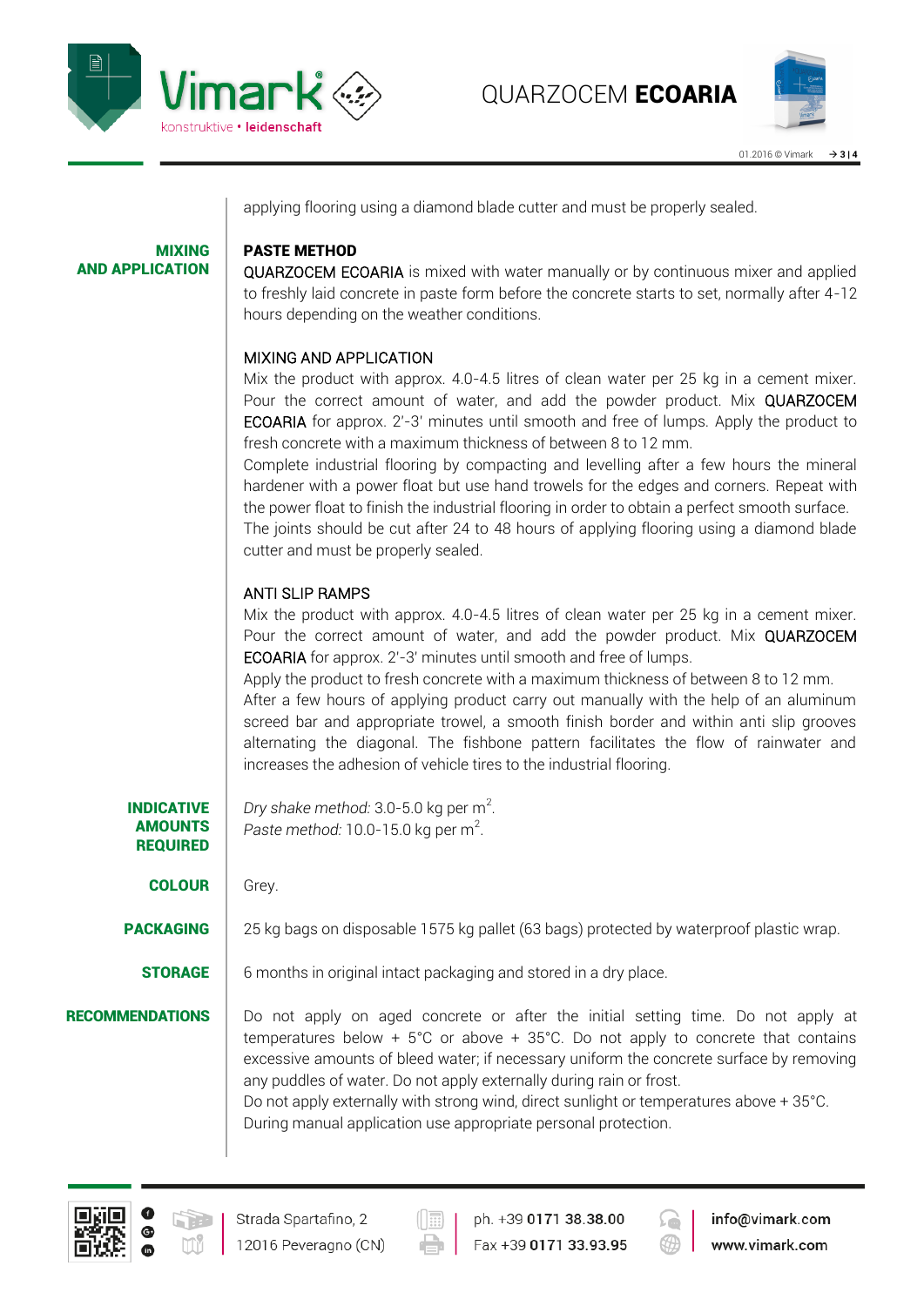applying flooring using a diamond blade cutter and must be properly sealed.

## MIXING AND APPLICATION

**PASTE METHOD**

QUARZOCEM ECOARIA is mixed with water manually or by continuous mixer and applied to freshly laid concrete in paste form before the concrete starts to set, normally after 4-12 hours depending on the weather conditions.

MIXING AND APPLICATION

Mix the product with approx. 4.0-4.5 litres of clean water per 25 kg in a cement mixer. Pour the correct amount of water, and add the powder product. Mix QUARZOCEM ECOARIA for approx. 2'-3' minutes until smooth and free of lumps. Apply the product to fresh concrete with a maximum thickness of between 8 to 12 mm.

Complete industrial flooring by compacting and levelling after a few hours the mineral hardener with a power float but use hand trowels for the edges and corners. Repeat with the power float to finish the industrial flooring in order to obtain a perfect smooth surface. The joints should be cut after 24 to 48 hours of applying flooring using a diamond blade cutter and must be properly sealed.

ANTI SLIP RAMPS

Mix the product with approx. 4.0-4.5 litres of clean water per 25 kg in a cement mixer. Pour the correct amount of water, and add the powder product. Mix QUARZOCEM ECOARIA for approx. 2'-3' minutes until smooth and free of lumps.

Apply the product to fresh concrete with a maximum thickness of between 8 to 12 mm.

After a few hours of applying product carry out manually with the help of an aluminum screed bar and appropriate trowel, a smooth finish border and within anti slip grooves alternating the diagonal. The fishbone pattern facilitates the flow of rainwater and increases the adhesion of vehicle tires to the industrial flooring.

## INDICATIVE AMOUNTS REQUIRED

*Dry shake method:* 3.0-5.0 kg per $m^2$.
*Paste method:* 10.0-15.0 kg per $m^2$.

## COLOUR

Grey.

## PACKAGING

25 kg bags on disposable 1575 kg pallet (63 bags) protected by waterproof plastic wrap.

## STORAGE

6 months in original intact packaging and stored in a dry place.

## RECOMMENDATIONS

Do not apply on aged concrete or after the initial setting time. Do not apply at temperatures below + 5°C or above + 35°C. Do not apply to concrete that contains excessive amounts of bleed water; if necessary uniform the concrete surface by removing any puddles of water. Do not apply externally during rain or frost.

Do not apply externally with strong wind, direct sunlight or temperatures above + 35°C.

During manual application use appropriate personal protection.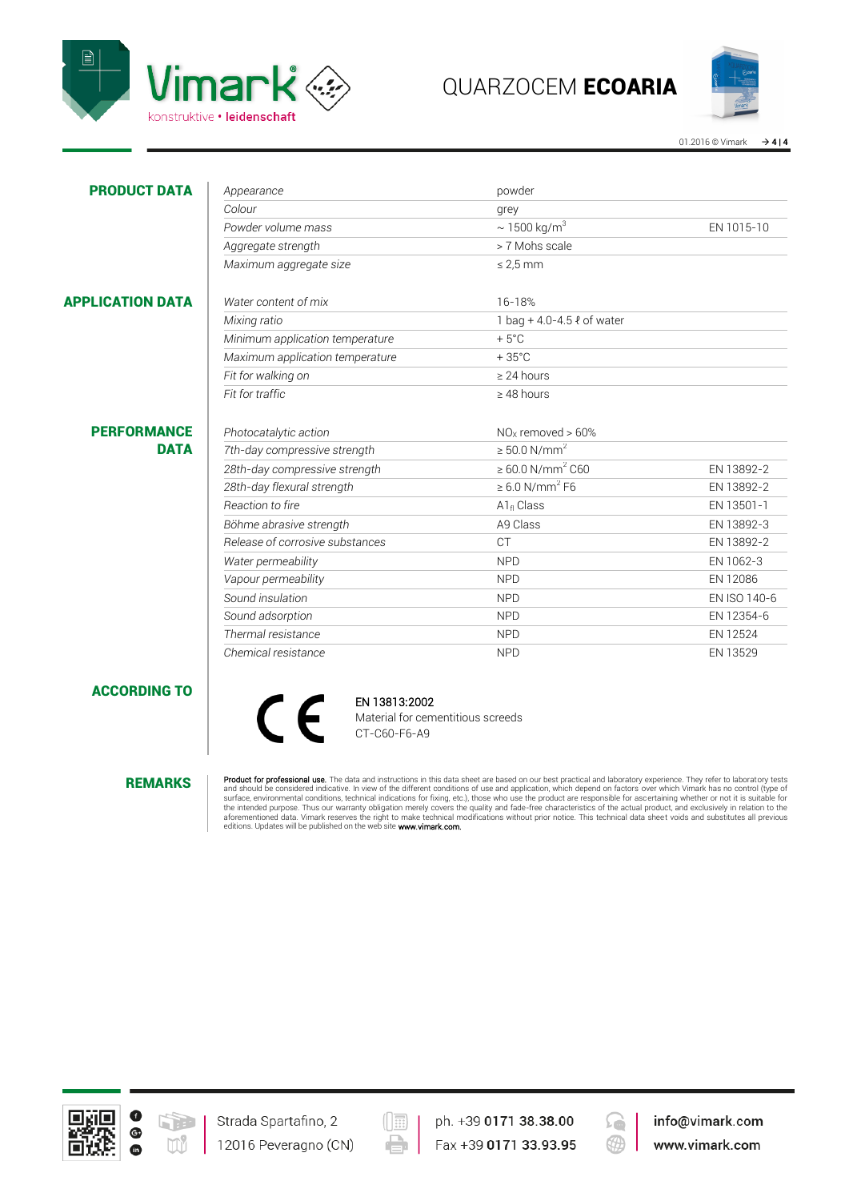# QUARZOCEM **ECOARIA**

## PRODUCT DATA

| | | |
|---|---|---|
| *Appearance* | powder | |
| *Colour* | grey | |
| *Powder volume mass* | ~ 1500 kg/m³ | EN 1015-10 |
| *Aggregate strength* | > 7 Mohs scale | |
| *Maximum aggregate size* | ≤ 2,5 mm | |

## APPLICATION DATA

| | | |
|---|---|---|
| *Water content of mix* | 16-18% | |
| *Mixing ratio* | 1 bag + 4.0-4.5 ℓ of water | |
| *Minimum application temperature* | + 5°C | |
| *Maximum application temperature* | + 35°C | |
| *Fit for walking on* | ≥ 24 hours | |
| *Fit for traffic* | ≥ 48 hours | |

## PERFORMANCE DATA

| | | |
|---|---|---|
| *Photocatalytic action* | $NO_x$ removed > 60% | |
| *7th-day compressive strength* | ≥ 50.0 N/mm² | |
| *28th-day compressive strength* | ≥ 60.0 N/mm² C60 | EN 13892-2 |
| *28th-day flexural strength* | ≥ 6.0 N/mm² F6 | EN 13892-2 |
| *Reaction to fire* | $A1_{fl}$ Class | EN 13501-1 |
| *Böhme abrasive strength* | A9 Class | EN 13892-3 |
| *Release of corrosive substances* | CT | EN 13892-2 |
| *Water permeability* | NPD | EN 1062-3 |
| *Vapour permeability* | NPD | EN 12086 |
| *Sound insulation* | NPD | EN ISO 140-6 |
| *Sound adsorption* | NPD | EN 12354-6 |
| *Thermal resistance* | NPD | EN 12524 |
| *Chemical resistance* | NPD | EN 13529 |

## ACCORDING TO

CE

EN 13813:2002
Material for cementitious screeds
CT-C60-F6-A9

## REMARKS

**Product for professional use.** The data and instructions in this data sheet are based on our best practical and laboratory experience. They refer to laboratory tests and should be considered indicative. In view of the different conditions of use and application, which depend on factors over which Vimark has no control (type of surface, environmental conditions, technical indications for fixing, etc.), those who use the product are responsible for ascertaining whether or not it is suitable for the intended purpose. Thus our warranty obligation merely covers the quality and fade-free characteristics of the actual product, and exclusively in relation to the aforementioned data. Vimark reserves the right to make technical modifications without prior notice. This technical data sheet voids and substitutes all previous editions. Updates will be published on the web site **www.vimark.com.**

Strada Spartafino, 2
12016 Peveragno (CN)

ph. +39 **0171 38.38.00**
Fax +39 **0171 33.93.95**

**info@vimark.com**
**www.vimark.com**